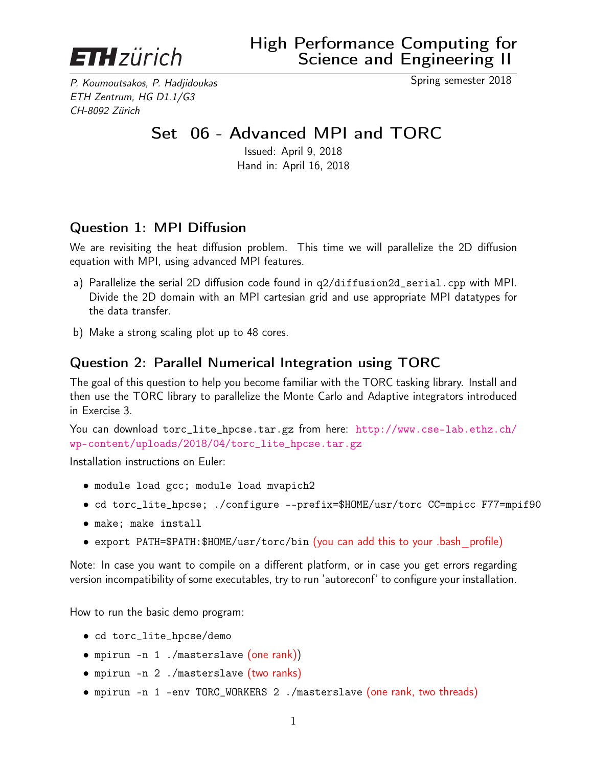ETH zürich

# High Performance Computing for Science and Engineering II

*P. Koumoutsakos, P. Hadjidoukas*
*ETH Zentrum, HG D1.1/G3*
*CH-8092 Zürich*

Spring semester 2018

## Set 06 - Advanced MPI and TORC

Issued: April 9, 2018
Hand in: April 16, 2018

### Question 1: MPI Diffusion

We are revisiting the heat diffusion problem. This time we will parallelize the 2D diffusion equation with MPI, using advanced MPI features.

a) Parallelize the serial 2D diffusion code found in `q2/diffusion2d_serial.cpp` with MPI. Divide the 2D domain with an MPI cartesian grid and use appropriate MPI datatypes for the data transfer.

b) Make a strong scaling plot up to 48 cores.

### Question 2: Parallel Numerical Integration using TORC

The goal of this question to help you become familiar with the TORC tasking library. Install and then use the TORC library to parallelize the Monte Carlo and Adaptive integrators introduced in Exercise 3.

You can download `torc_lite_hpcse.tar.gz` from here: http://www.cse-lab.ethz.ch/wp-content/uploads/2018/04/torc_lite_hpcse.tar.gz

Installation instructions on Euler:

- `module load gcc; module load mvapich2`
- `cd torc_lite_hpcse; ./configure --prefix=$HOME/usr/torc CC=mpicc F77=mpif90`
- `make; make install`
- `export PATH=$PATH:$HOME/usr/torc/bin` (you can add this to your .bash_profile)

Note: In case you want to compile on a different platform, or in case you get errors regarding version incompatibility of some executables, try to run 'autoreconf' to configure your installation.

How to run the basic demo program:

- `cd torc_lite_hpcse/demo`
- `mpirun -n 1 ./masterslave` (one rank))
- `mpirun -n 2 ./masterslave` (two ranks)
- `mpirun -n 1 -env TORC_WORKERS 2 ./masterslave` (one rank, two threads)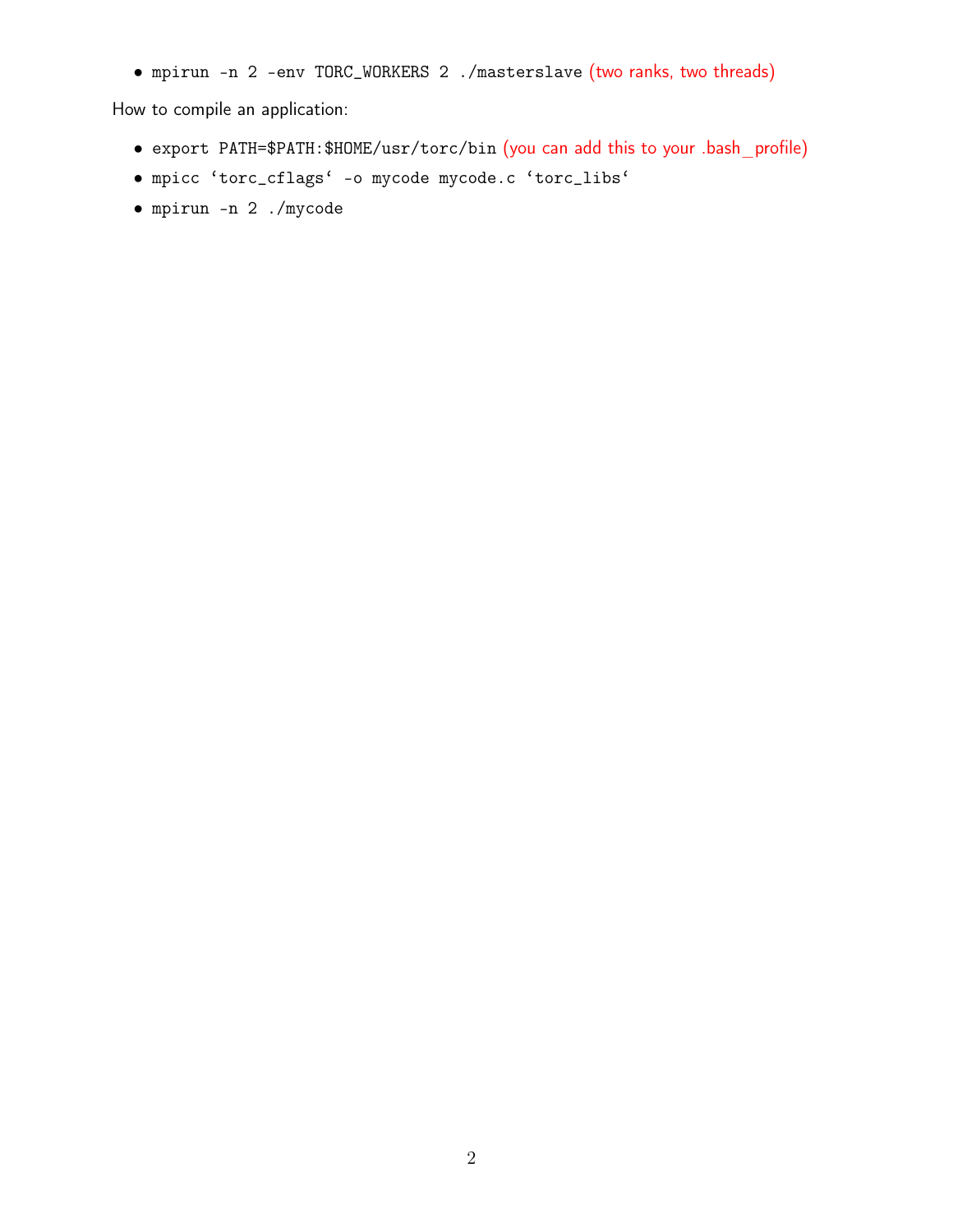- `mpirun -n 2 -env TORC_WORKERS 2 ./masterslave` (two ranks, two threads)

How to compile an application:

- `export PATH=$PATH:$HOME/usr/torc/bin` (you can add this to your .bash_profile)
- `` mpicc `torc_cflags` -o mycode mycode.c `torc_libs` ``
- `mpirun -n 2 ./mycode`